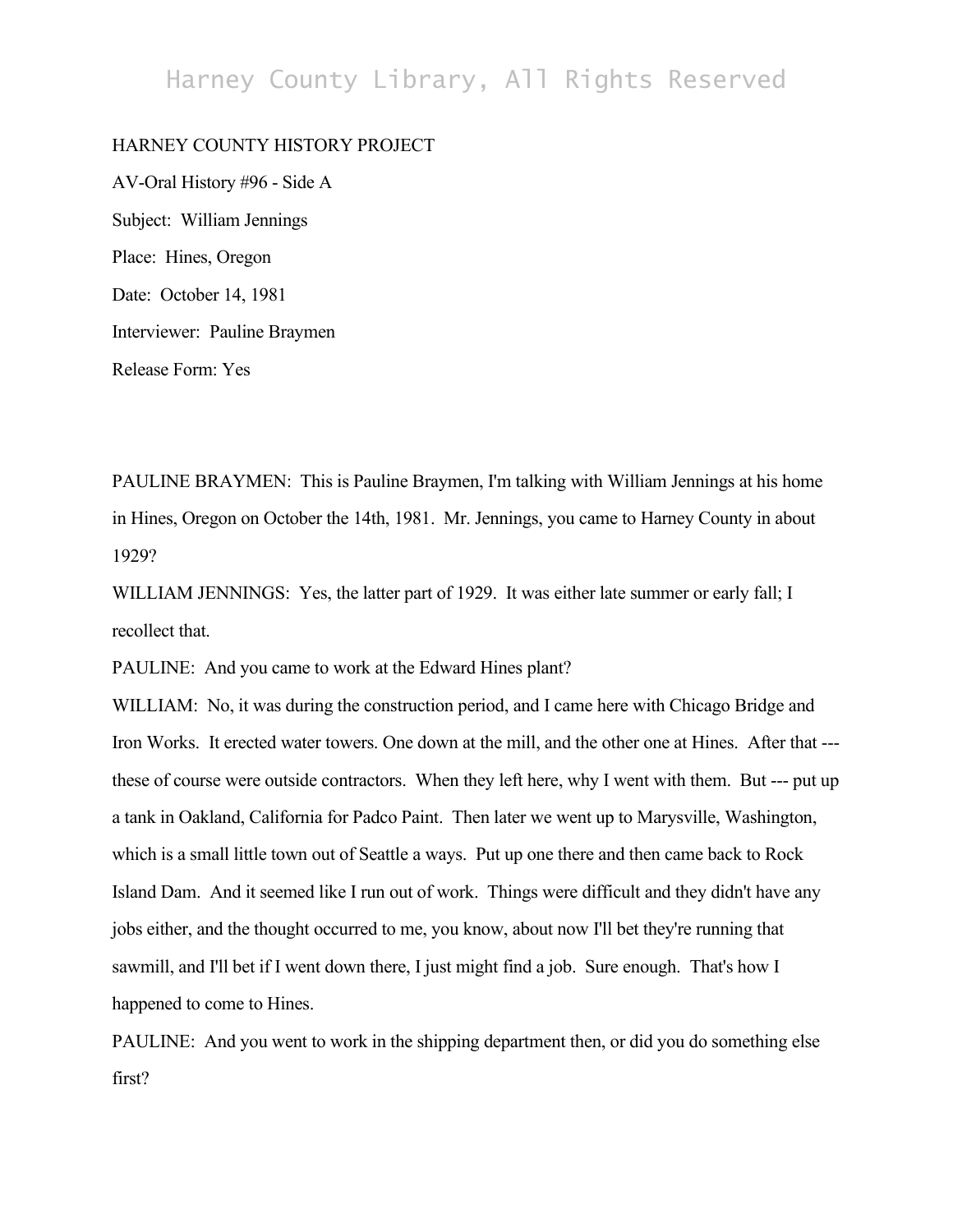HARNEY COUNTY HISTORY PROJECT

AV-Oral History #96 - Side A

Subject: William Jennings

Place: Hines, Oregon

Date: October 14, 1981

Interviewer: Pauline Braymen

Release Form: Yes

PAULINE BRAYMEN: This is Pauline Braymen, I'm talking with William Jennings at his home in Hines, Oregon on October the 14th, 1981. Mr. Jennings, you came to Harney County in about 1929?

WILLIAM JENNINGS: Yes, the latter part of 1929. It was either late summer or early fall; I recollect that.

PAULINE: And you came to work at the Edward Hines plant?

WILLIAM: No, it was during the construction period, and I came here with Chicago Bridge and Iron Works. It erected water towers. One down at the mill, and the other one at Hines. After that --- these of course were outside contractors. When they left here, why I went with them. But --- put up a tank in Oakland, California for Padco Paint. Then later we went up to Marysville, Washington, which is a small little town out of Seattle a ways. Put up one there and then came back to Rock Island Dam. And it seemed like I run out of work. Things were difficult and they didn't have any jobs either, and the thought occurred to me, you know, about now I'll bet they're running that sawmill, and I'll bet if I went down there, I just might find a job. Sure enough. That's how I happened to come to Hines.

PAULINE: And you went to work in the shipping department then, or did you do something else first?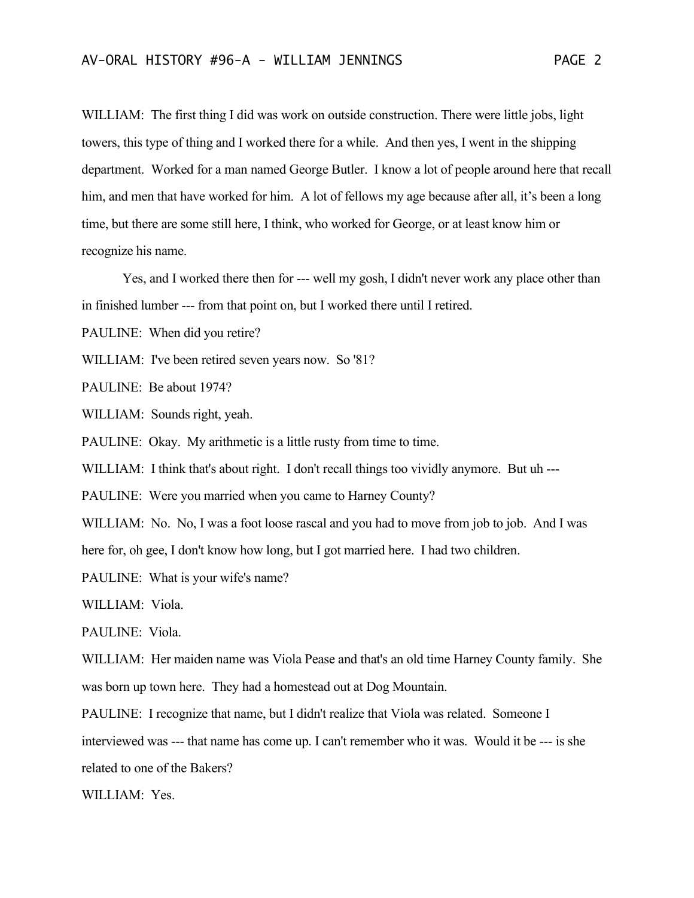WILLIAM: The first thing I did was work on outside construction. There were little jobs, light towers, this type of thing and I worked there for a while. And then yes, I went in the shipping department. Worked for a man named George Butler. I know a lot of people around here that recall him, and men that have worked for him. A lot of fellows my age because after all, it's been a long time, but there are some still here, I think, who worked for George, or at least know him or recognize his name.

Yes, and I worked there then for --- well my gosh, I didn't never work any place other than in finished lumber --- from that point on, but I worked there until I retired.

PAULINE: When did you retire?

WILLIAM: I've been retired seven years now. So '81?

PAULINE: Be about 1974?

WILLIAM: Sounds right, yeah.

PAULINE: Okay. My arithmetic is a little rusty from time to time.

WILLIAM: I think that's about right. I don't recall things too vividly anymore. But uh ---

PAULINE: Were you married when you came to Harney County?

WILLIAM: No. No, I was a foot loose rascal and you had to move from job to job. And I was here for, oh gee, I don't know how long, but I got married here. I had two children.

PAULINE: What is your wife's name?

WILLIAM: Viola.

PAULINE: Viola.

WILLIAM: Her maiden name was Viola Pease and that's an old time Harney County family. She was born up town here. They had a homestead out at Dog Mountain.

PAULINE: I recognize that name, but I didn't realize that Viola was related. Someone I interviewed was --- that name has come up. I can't remember who it was. Would it be --- is she related to one of the Bakers?

WILLIAM: Yes.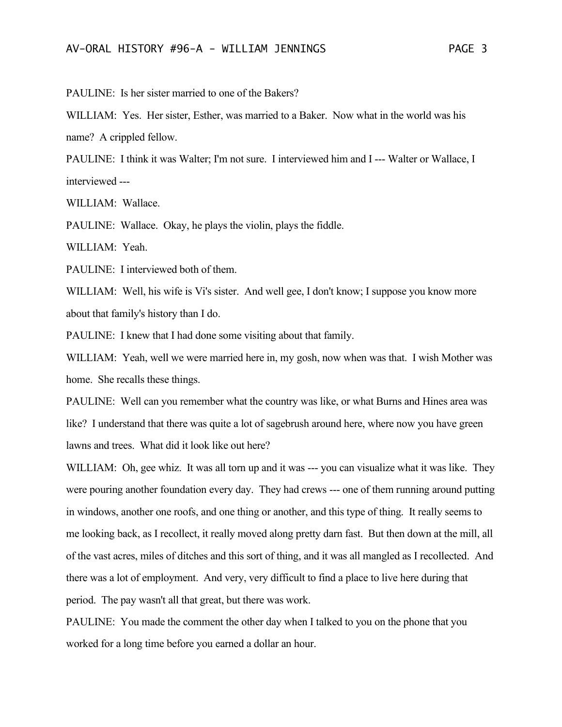PAULINE: Is her sister married to one of the Bakers?

WILLIAM: Yes. Her sister, Esther, was married to a Baker. Now what in the world was his name? A crippled fellow.

PAULINE: I think it was Walter; I'm not sure. I interviewed him and I --- Walter or Wallace, I interviewed ---

WILLIAM: Wallace.

PAULINE: Wallace. Okay, he plays the violin, plays the fiddle.

WILLIAM: Yeah.

PAULINE: I interviewed both of them.

WILLIAM: Well, his wife is Vi's sister. And well gee, I don't know; I suppose you know more about that family's history than I do.

PAULINE: I knew that I had done some visiting about that family.

WILLIAM: Yeah, well we were married here in, my gosh, now when was that. I wish Mother was home. She recalls these things.

PAULINE: Well can you remember what the country was like, or what Burns and Hines area was like? I understand that there was quite a lot of sagebrush around here, where now you have green lawns and trees. What did it look like out here?

WILLIAM: Oh, gee whiz. It was all torn up and it was --- you can visualize what it was like. They were pouring another foundation every day. They had crews --- one of them running around putting in windows, another one roofs, and one thing or another, and this type of thing. It really seems to me looking back, as I recollect, it really moved along pretty darn fast. But then down at the mill, all of the vast acres, miles of ditches and this sort of thing, and it was all mangled as I recollected. And there was a lot of employment. And very, very difficult to find a place to live here during that period. The pay wasn't all that great, but there was work.

PAULINE: You made the comment the other day when I talked to you on the phone that you worked for a long time before you earned a dollar an hour.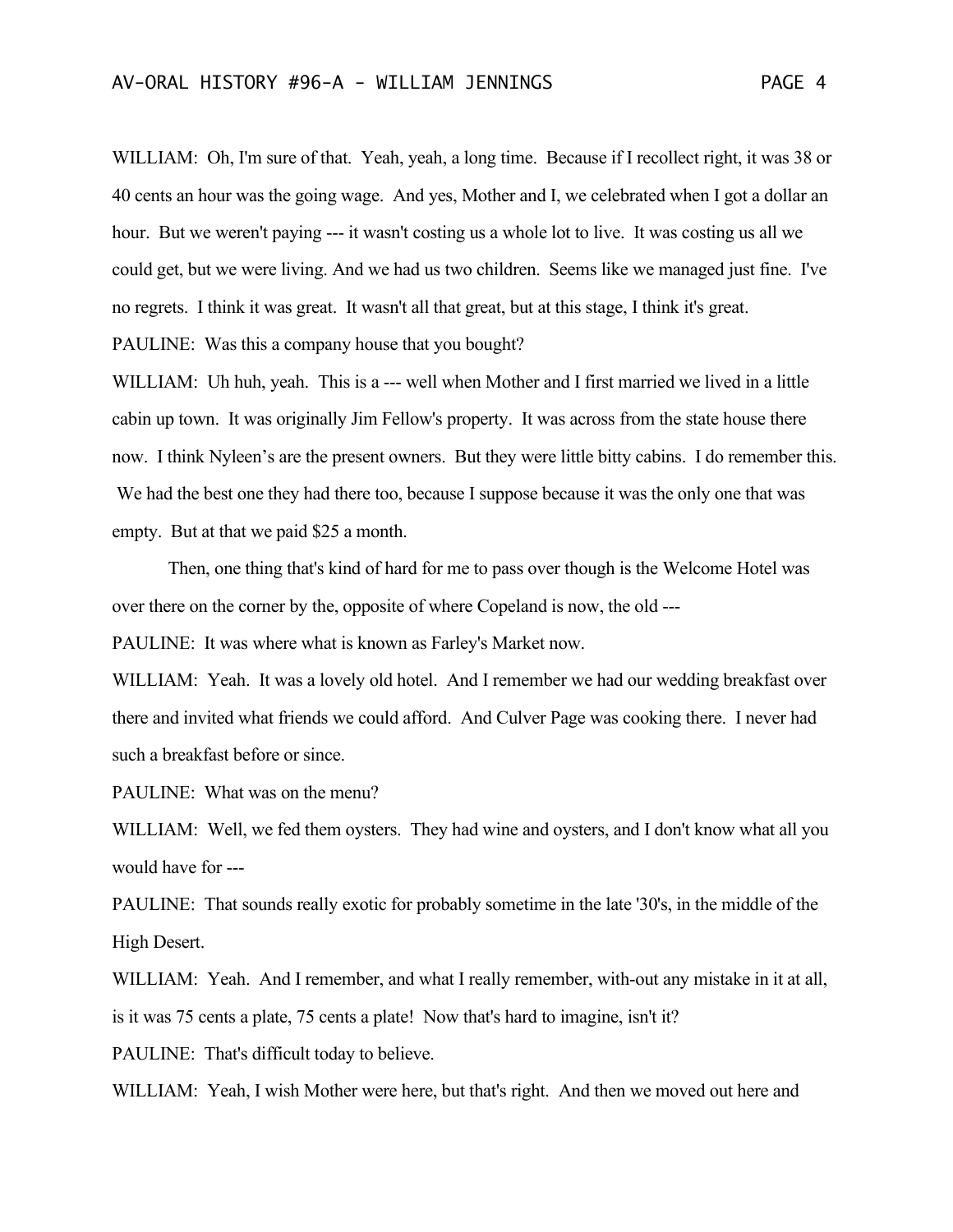WILLIAM: Oh, I'm sure of that. Yeah, yeah, a long time. Because if I recollect right, it was 38 or 40 cents an hour was the going wage. And yes, Mother and I, we celebrated when I got a dollar an hour. But we weren't paying --- it wasn't costing us a whole lot to live. It was costing us all we could get, but we were living. And we had us two children. Seems like we managed just fine. I've no regrets. I think it was great. It wasn't all that great, but at this stage, I think it's great.

PAULINE: Was this a company house that you bought?

WILLIAM: Uh huh, yeah. This is a --- well when Mother and I first married we lived in a little cabin up town. It was originally Jim Fellow's property. It was across from the state house there now. I think Nyleen's are the present owners. But they were little bitty cabins. I do remember this. We had the best one they had there too, because I suppose because it was the only one that was empty. But at that we paid $25 a month.

Then, one thing that's kind of hard for me to pass over though is the Welcome Hotel was over there on the corner by the, opposite of where Copeland is now, the old ---

PAULINE: It was where what is known as Farley's Market now.

WILLIAM: Yeah. It was a lovely old hotel. And I remember we had our wedding breakfast over there and invited what friends we could afford. And Culver Page was cooking there. I never had such a breakfast before or since.

PAULINE: What was on the menu?

WILLIAM: Well, we fed them oysters. They had wine and oysters, and I don't know what all you would have for ---

PAULINE: That sounds really exotic for probably sometime in the late '30's, in the middle of the High Desert.

WILLIAM: Yeah. And I remember, and what I really remember, with-out any mistake in it at all, is it was 75 cents a plate, 75 cents a plate! Now that's hard to imagine, isn't it?

PAULINE: That's difficult today to believe.

WILLIAM: Yeah, I wish Mother were here, but that's right. And then we moved out here and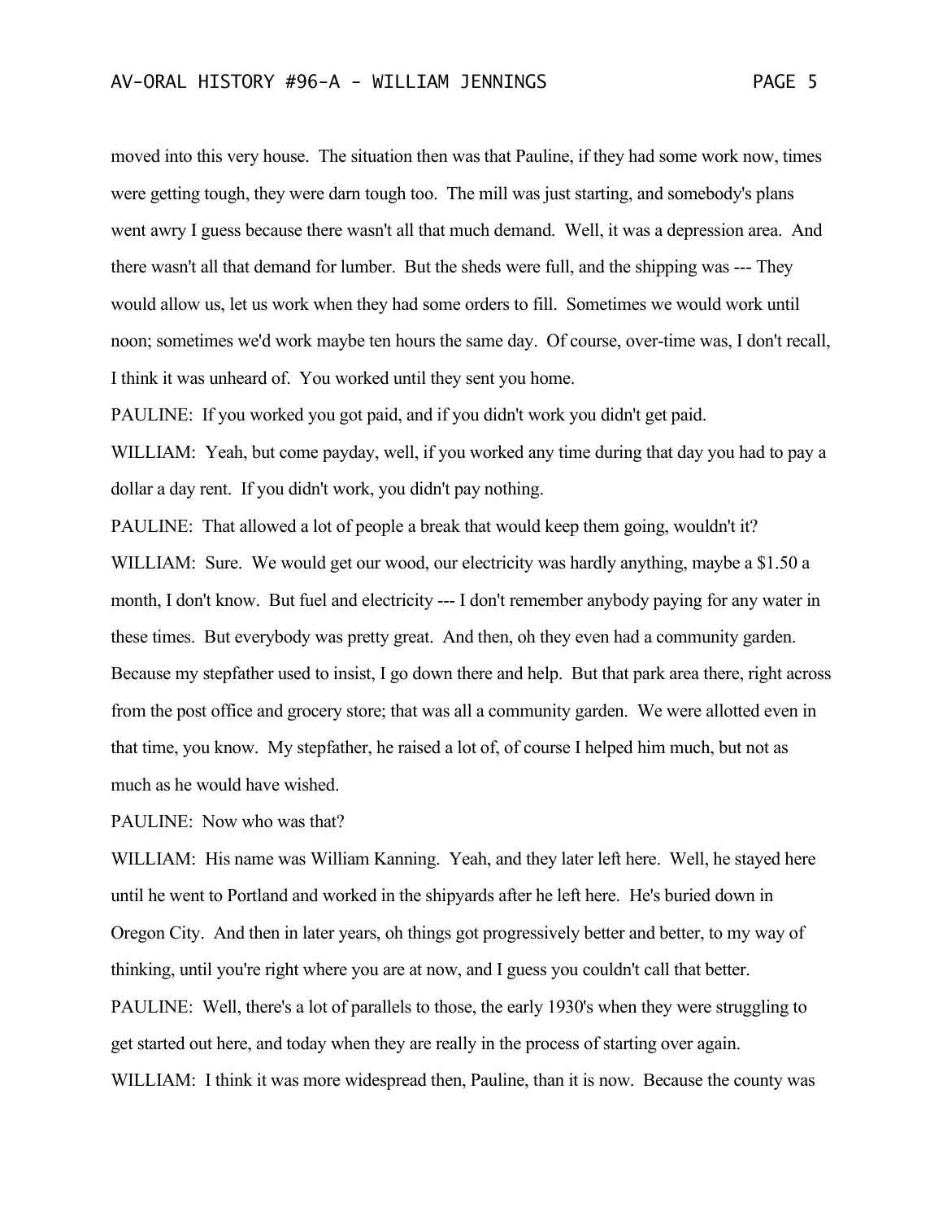moved into this very house. The situation then was that Pauline, if they had some work now, times were getting tough, they were darn tough too. The mill was just starting, and somebody's plans went awry I guess because there wasn't all that much demand. Well, it was a depression area. And there wasn't all that demand for lumber. But the sheds were full, and the shipping was --- They would allow us, let us work when they had some orders to fill. Sometimes we would work until noon; sometimes we'd work maybe ten hours the same day. Of course, over-time was, I don't recall, I think it was unheard of. You worked until they sent you home.

PAULINE: If you worked you got paid, and if you didn't work you didn't get paid.

WILLIAM: Yeah, but come payday, well, if you worked any time during that day you had to pay a dollar a day rent. If you didn't work, you didn't pay nothing.

PAULINE: That allowed a lot of people a break that would keep them going, wouldn't it?

WILLIAM: Sure. We would get our wood, our electricity was hardly anything, maybe a $1.50 a month, I don't know. But fuel and electricity --- I don't remember anybody paying for any water in these times. But everybody was pretty great. And then, oh they even had a community garden. Because my stepfather used to insist, I go down there and help. But that park area there, right across from the post office and grocery store; that was all a community garden. We were allotted even in that time, you know. My stepfather, he raised a lot of, of course I helped him much, but not as much as he would have wished.

PAULINE: Now who was that?

WILLIAM: His name was William Kanning. Yeah, and they later left here. Well, he stayed here until he went to Portland and worked in the shipyards after he left here. He's buried down in Oregon City. And then in later years, oh things got progressively better and better, to my way of thinking, until you're right where you are at now, and I guess you couldn't call that better.

PAULINE: Well, there's a lot of parallels to those, the early 1930's when they were struggling to get started out here, and today when they are really in the process of starting over again.

WILLIAM: I think it was more widespread then, Pauline, than it is now. Because the county was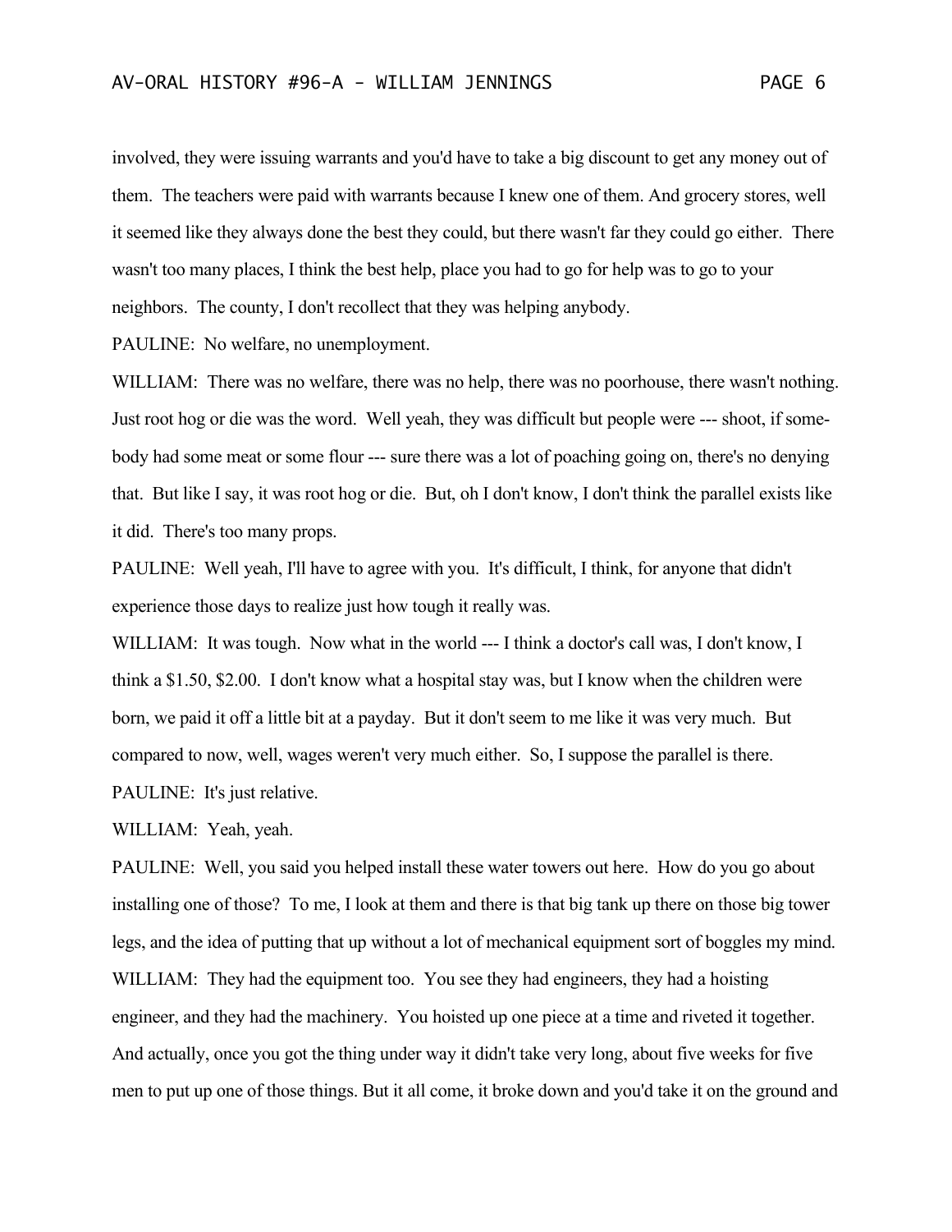involved, they were issuing warrants and you'd have to take a big discount to get any money out of them. The teachers were paid with warrants because I knew one of them. And grocery stores, well it seemed like they always done the best they could, but there wasn't far they could go either. There wasn't too many places, I think the best help, place you had to go for help was to go to your neighbors. The county, I don't recollect that they was helping anybody.

PAULINE: No welfare, no unemployment.

WILLIAM: There was no welfare, there was no help, there was no poorhouse, there wasn't nothing. Just root hog or die was the word. Well yeah, they was difficult but people were --- shoot, if somebody had some meat or some flour --- sure there was a lot of poaching going on, there's no denying that. But like I say, it was root hog or die. But, oh I don't know, I don't think the parallel exists like it did. There's too many props.

PAULINE: Well yeah, I'll have to agree with you. It's difficult, I think, for anyone that didn't experience those days to realize just how tough it really was.

WILLIAM: It was tough. Now what in the world --- I think a doctor's call was, I don't know, I think a $1.50, $2.00. I don't know what a hospital stay was, but I know when the children were born, we paid it off a little bit at a payday. But it don't seem to me like it was very much. But compared to now, well, wages weren't very much either. So, I suppose the parallel is there.

PAULINE: It's just relative.

WILLIAM: Yeah, yeah.

PAULINE: Well, you said you helped install these water towers out here. How do you go about installing one of those? To me, I look at them and there is that big tank up there on those big tower legs, and the idea of putting that up without a lot of mechanical equipment sort of boggles my mind.

WILLIAM: They had the equipment too. You see they had engineers, they had a hoisting engineer, and they had the machinery. You hoisted up one piece at a time and riveted it together. And actually, once you got the thing under way it didn't take very long, about five weeks for five men to put up one of those things. But it all come, it broke down and you'd take it on the ground and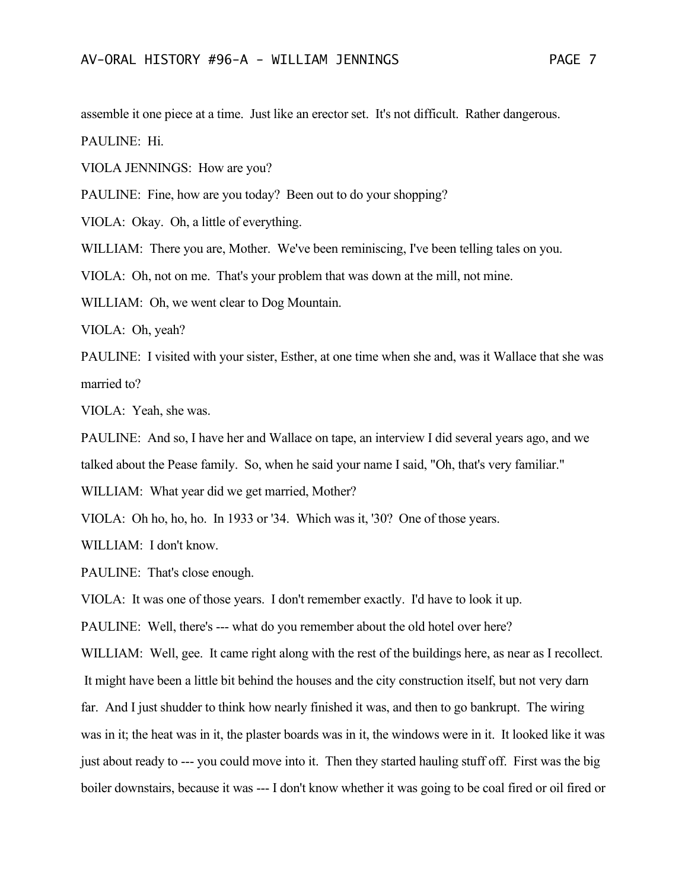assemble it one piece at a time. Just like an erector set. It's not difficult. Rather dangerous.

PAULINE: Hi.

VIOLA JENNINGS: How are you?

PAULINE: Fine, how are you today? Been out to do your shopping?

VIOLA: Okay. Oh, a little of everything.

WILLIAM: There you are, Mother. We've been reminiscing, I've been telling tales on you.

VIOLA: Oh, not on me. That's your problem that was down at the mill, not mine.

WILLIAM: Oh, we went clear to Dog Mountain.

VIOLA: Oh, yeah?

PAULINE: I visited with your sister, Esther, at one time when she and, was it Wallace that she was married to?

VIOLA: Yeah, she was.

PAULINE: And so, I have her and Wallace on tape, an interview I did several years ago, and we talked about the Pease family. So, when he said your name I said, "Oh, that's very familiar."

WILLIAM: What year did we get married, Mother?

VIOLA: Oh ho, ho, ho. In 1933 or '34. Which was it, '30? One of those years.

WILLIAM: I don't know.

PAULINE: That's close enough.

VIOLA: It was one of those years. I don't remember exactly. I'd have to look it up.

PAULINE: Well, there's --- what do you remember about the old hotel over here?

WILLIAM: Well, gee. It came right along with the rest of the buildings here, as near as I recollect. It might have been a little bit behind the houses and the city construction itself, but not very darn far. And I just shudder to think how nearly finished it was, and then to go bankrupt. The wiring was in it; the heat was in it, the plaster boards was in it, the windows were in it. It looked like it was just about ready to --- you could move into it. Then they started hauling stuff off. First was the big boiler downstairs, because it was --- I don't know whether it was going to be coal fired or oil fired or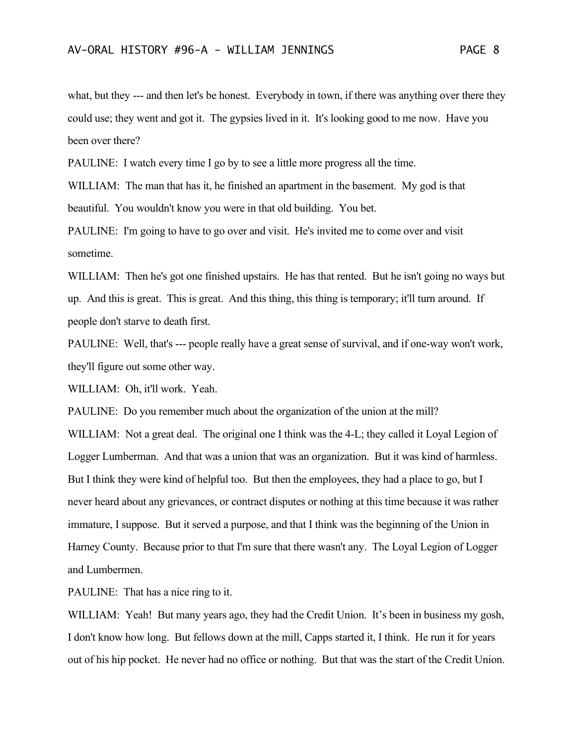what, but they --- and then let's be honest. Everybody in town, if there was anything over there they could use; they went and got it. The gypsies lived in it. It's looking good to me now. Have you been over there?

PAULINE: I watch every time I go by to see a little more progress all the time.

WILLIAM: The man that has it, he finished an apartment in the basement. My god is that beautiful. You wouldn't know you were in that old building. You bet.

PAULINE: I'm going to have to go over and visit. He's invited me to come over and visit sometime.

WILLIAM: Then he's got one finished upstairs. He has that rented. But he isn't going no ways but up. And this is great. This is great. And this thing, this thing is temporary; it'll turn around. If people don't starve to death first.

PAULINE: Well, that's --- people really have a great sense of survival, and if one-way won't work, they'll figure out some other way.

WILLIAM: Oh, it'll work. Yeah.

PAULINE: Do you remember much about the organization of the union at the mill?

WILLIAM: Not a great deal. The original one I think was the 4-L; they called it Loyal Legion of Logger Lumberman. And that was a union that was an organization. But it was kind of harmless. But I think they were kind of helpful too. But then the employees, they had a place to go, but I never heard about any grievances, or contract disputes or nothing at this time because it was rather immature, I suppose. But it served a purpose, and that I think was the beginning of the Union in Harney County. Because prior to that I'm sure that there wasn't any. The Loyal Legion of Logger and Lumbermen.

PAULINE: That has a nice ring to it.

WILLIAM: Yeah! But many years ago, they had the Credit Union. It's been in business my gosh, I don't know how long. But fellows down at the mill, Capps started it, I think. He run it for years out of his hip pocket. He never had no office or nothing. But that was the start of the Credit Union.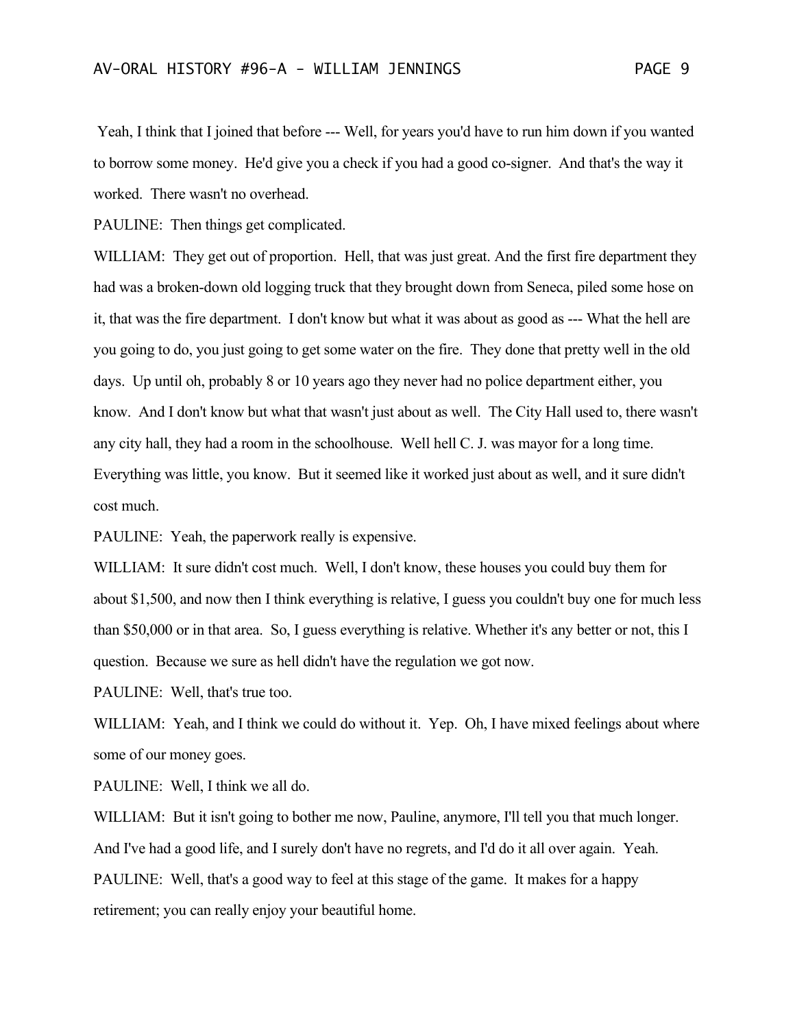Yeah, I think that I joined that before --- Well, for years you'd have to run him down if you wanted to borrow some money. He'd give you a check if you had a good co-signer. And that's the way it worked. There wasn't no overhead.

PAULINE: Then things get complicated.

WILLIAM: They get out of proportion. Hell, that was just great. And the first fire department they had was a broken-down old logging truck that they brought down from Seneca, piled some hose on it, that was the fire department. I don't know but what it was about as good as --- What the hell are you going to do, you just going to get some water on the fire. They done that pretty well in the old days. Up until oh, probably 8 or 10 years ago they never had no police department either, you know. And I don't know but what that wasn't just about as well. The City Hall used to, there wasn't any city hall, they had a room in the schoolhouse. Well hell C. J. was mayor for a long time. Everything was little, you know. But it seemed like it worked just about as well, and it sure didn't cost much.

PAULINE: Yeah, the paperwork really is expensive.

WILLIAM: It sure didn't cost much. Well, I don't know, these houses you could buy them for about $1,500, and now then I think everything is relative, I guess you couldn't buy one for much less than $50,000 or in that area. So, I guess everything is relative. Whether it's any better or not, this I question. Because we sure as hell didn't have the regulation we got now.

PAULINE: Well, that's true too.

WILLIAM: Yeah, and I think we could do without it. Yep. Oh, I have mixed feelings about where some of our money goes.

PAULINE: Well, I think we all do.

WILLIAM: But it isn't going to bother me now, Pauline, anymore, I'll tell you that much longer. And I've had a good life, and I surely don't have no regrets, and I'd do it all over again. Yeah.

PAULINE: Well, that's a good way to feel at this stage of the game. It makes for a happy retirement; you can really enjoy your beautiful home.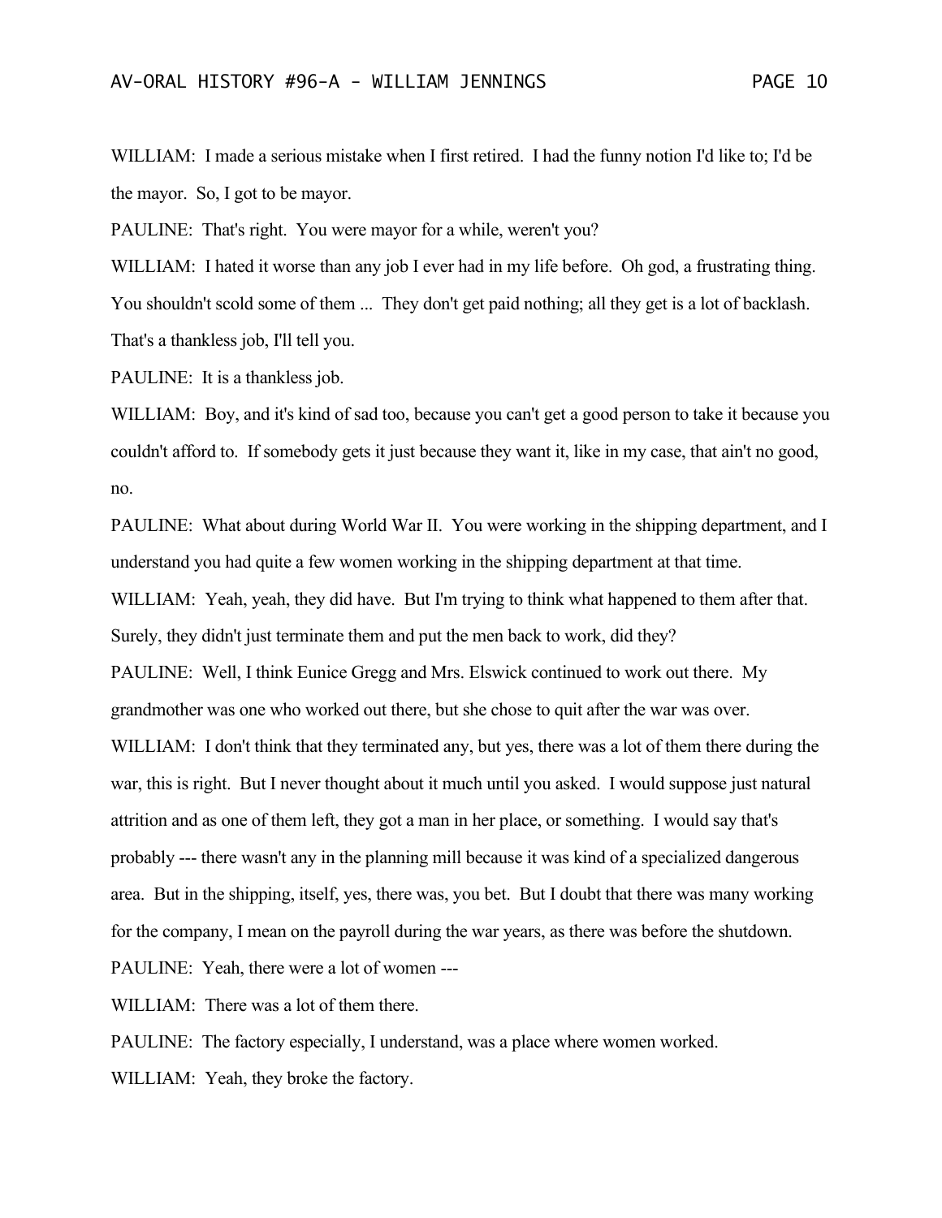WILLIAM: I made a serious mistake when I first retired. I had the funny notion I'd like to; I'd be the mayor. So, I got to be mayor.

PAULINE: That's right. You were mayor for a while, weren't you?

WILLIAM: I hated it worse than any job I ever had in my life before. Oh god, a frustrating thing. You shouldn't scold some of them ... They don't get paid nothing; all they get is a lot of backlash. That's a thankless job, I'll tell you.

PAULINE: It is a thankless job.

WILLIAM: Boy, and it's kind of sad too, because you can't get a good person to take it because you couldn't afford to. If somebody gets it just because they want it, like in my case, that ain't no good, no.

PAULINE: What about during World War II. You were working in the shipping department, and I understand you had quite a few women working in the shipping department at that time.

WILLIAM: Yeah, yeah, they did have. But I'm trying to think what happened to them after that. Surely, they didn't just terminate them and put the men back to work, did they?

PAULINE: Well, I think Eunice Gregg and Mrs. Elswick continued to work out there. My grandmother was one who worked out there, but she chose to quit after the war was over.

WILLIAM: I don't think that they terminated any, but yes, there was a lot of them there during the war, this is right. But I never thought about it much until you asked. I would suppose just natural attrition and as one of them left, they got a man in her place, or something. I would say that's probably --- there wasn't any in the planning mill because it was kind of a specialized dangerous area. But in the shipping, itself, yes, there was, you bet. But I doubt that there was many working for the company, I mean on the payroll during the war years, as there was before the shutdown.

PAULINE: Yeah, there were a lot of women ---

WILLIAM: There was a lot of them there.

PAULINE: The factory especially, I understand, was a place where women worked.

WILLIAM: Yeah, they broke the factory.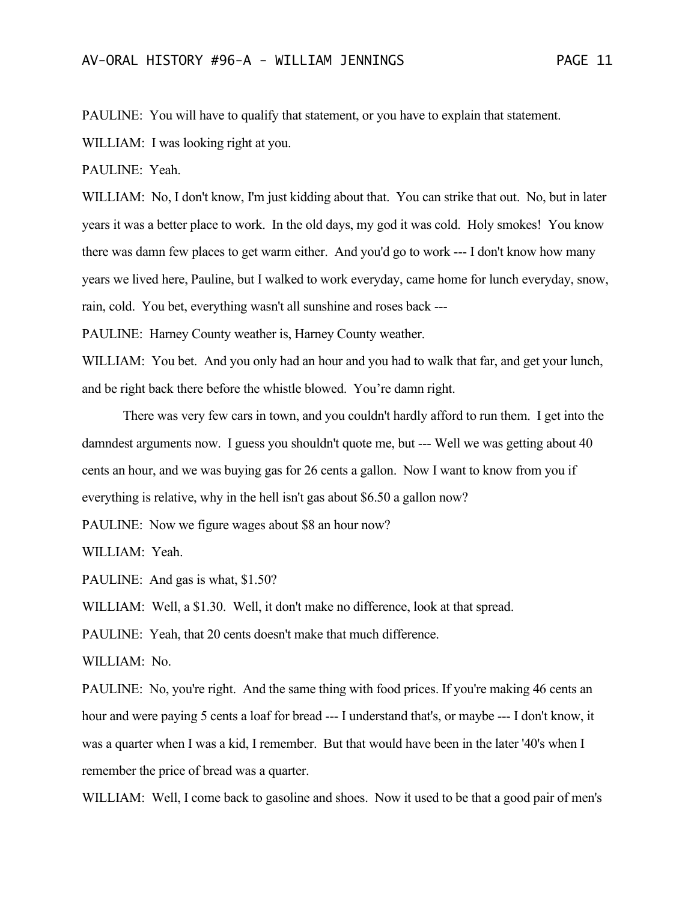PAULINE: You will have to qualify that statement, or you have to explain that statement.

WILLIAM: I was looking right at you.

PAULINE: Yeah.

WILLIAM: No, I don't know, I'm just kidding about that. You can strike that out. No, but in later years it was a better place to work. In the old days, my god it was cold. Holy smokes! You know there was damn few places to get warm either. And you'd go to work --- I don't know how many years we lived here, Pauline, but I walked to work everyday, came home for lunch everyday, snow, rain, cold. You bet, everything wasn't all sunshine and roses back ---

PAULINE: Harney County weather is, Harney County weather.

WILLIAM: You bet. And you only had an hour and you had to walk that far, and get your lunch, and be right back there before the whistle blowed. You're damn right.

There was very few cars in town, and you couldn't hardly afford to run them. I get into the damndest arguments now. I guess you shouldn't quote me, but --- Well we was getting about 40 cents an hour, and we was buying gas for 26 cents a gallon. Now I want to know from you if everything is relative, why in the hell isn't gas about $6.50 a gallon now?

PAULINE: Now we figure wages about $8 an hour now?

WILLIAM: Yeah.

PAULINE: And gas is what, $1.50?

WILLIAM: Well, a $1.30. Well, it don't make no difference, look at that spread.

PAULINE: Yeah, that 20 cents doesn't make that much difference.

WILLIAM: No.

PAULINE: No, you're right. And the same thing with food prices. If you're making 46 cents an hour and were paying 5 cents a loaf for bread --- I understand that's, or maybe --- I don't know, it was a quarter when I was a kid, I remember. But that would have been in the later '40's when I remember the price of bread was a quarter.

WILLIAM: Well, I come back to gasoline and shoes. Now it used to be that a good pair of men's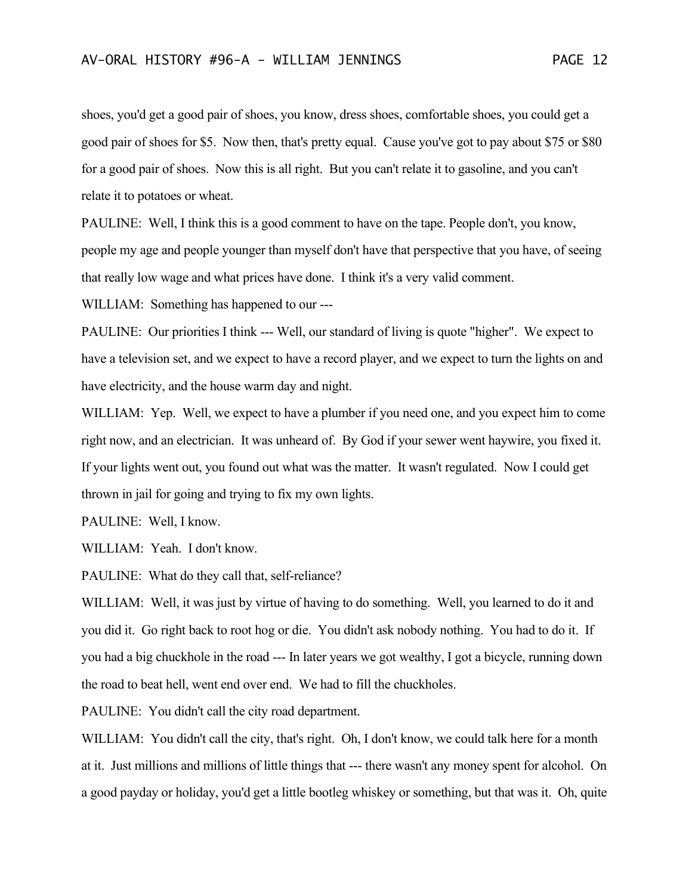shoes, you'd get a good pair of shoes, you know, dress shoes, comfortable shoes, you could get a good pair of shoes for $5. Now then, that's pretty equal. Cause you've got to pay about $75 or $80 for a good pair of shoes. Now this is all right. But you can't relate it to gasoline, and you can't relate it to potatoes or wheat.

PAULINE: Well, I think this is a good comment to have on the tape. People don't, you know, people my age and people younger than myself don't have that perspective that you have, of seeing that really low wage and what prices have done. I think it's a very valid comment.

WILLIAM: Something has happened to our ---

PAULINE: Our priorities I think --- Well, our standard of living is quote "higher". We expect to have a television set, and we expect to have a record player, and we expect to turn the lights on and have electricity, and the house warm day and night.

WILLIAM: Yep. Well, we expect to have a plumber if you need one, and you expect him to come right now, and an electrician. It was unheard of. By God if your sewer went haywire, you fixed it. If your lights went out, you found out what was the matter. It wasn't regulated. Now I could get thrown in jail for going and trying to fix my own lights.

PAULINE: Well, I know.

WILLIAM: Yeah. I don't know.

PAULINE: What do they call that, self-reliance?

WILLIAM: Well, it was just by virtue of having to do something. Well, you learned to do it and you did it. Go right back to root hog or die. You didn't ask nobody nothing. You had to do it. If you had a big chuckhole in the road --- In later years we got wealthy, I got a bicycle, running down the road to beat hell, went end over end. We had to fill the chuckholes.

PAULINE: You didn't call the city road department.

WILLIAM: You didn't call the city, that's right. Oh, I don't know, we could talk here for a month at it. Just millions and millions of little things that --- there wasn't any money spent for alcohol. On a good payday or holiday, you'd get a little bootleg whiskey or something, but that was it. Oh, quite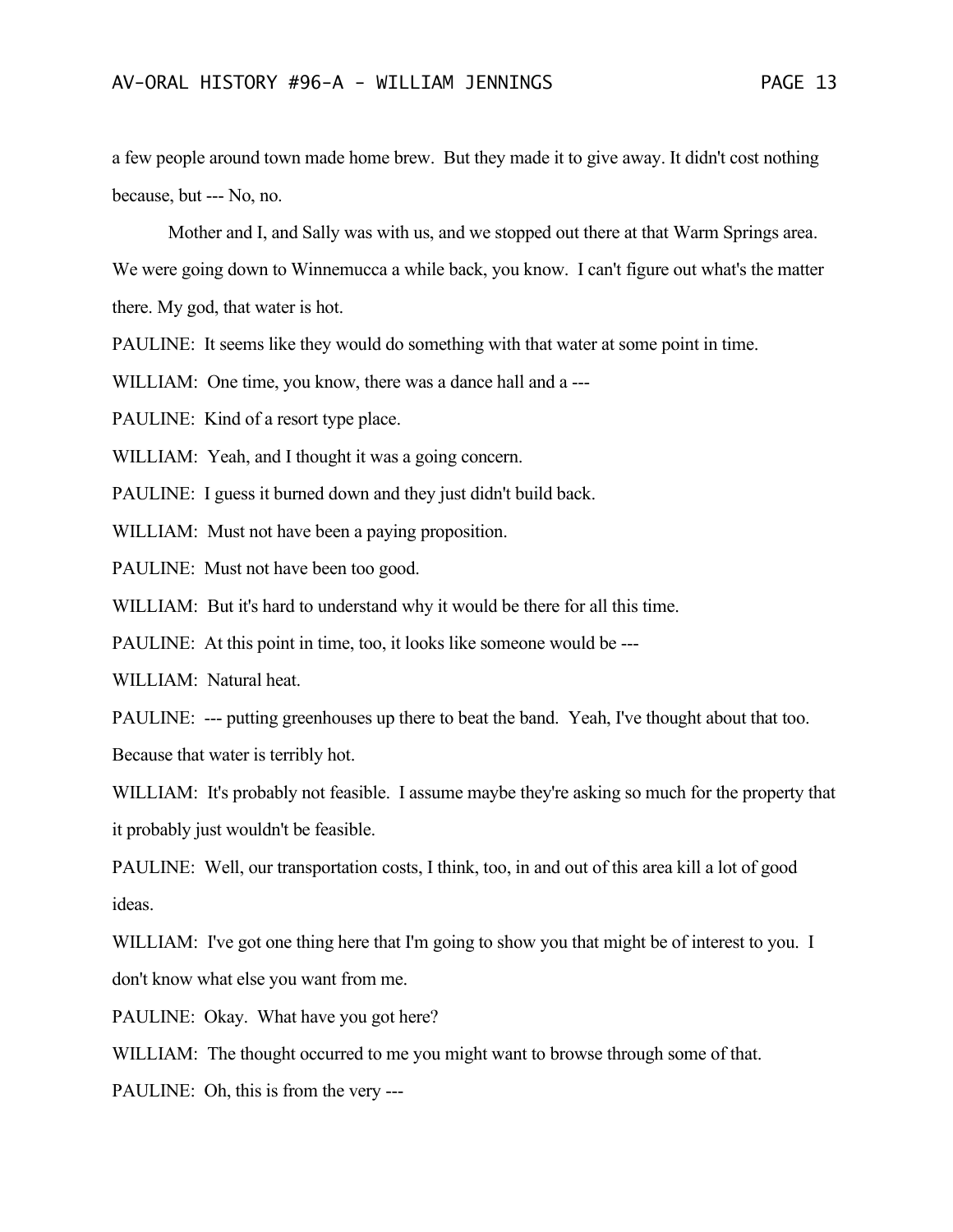a few people around town made home brew. But they made it to give away. It didn't cost nothing because, but --- No, no.

Mother and I, and Sally was with us, and we stopped out there at that Warm Springs area. We were going down to Winnemucca a while back, you know. I can't figure out what's the matter there. My god, that water is hot.

PAULINE: It seems like they would do something with that water at some point in time.

WILLIAM: One time, you know, there was a dance hall and a ---

PAULINE: Kind of a resort type place.

WILLIAM: Yeah, and I thought it was a going concern.

PAULINE: I guess it burned down and they just didn't build back.

WILLIAM: Must not have been a paying proposition.

PAULINE: Must not have been too good.

WILLIAM: But it's hard to understand why it would be there for all this time.

PAULINE: At this point in time, too, it looks like someone would be ---

WILLIAM: Natural heat.

PAULINE: --- putting greenhouses up there to beat the band. Yeah, I've thought about that too. Because that water is terribly hot.

WILLIAM: It's probably not feasible. I assume maybe they're asking so much for the property that it probably just wouldn't be feasible.

PAULINE: Well, our transportation costs, I think, too, in and out of this area kill a lot of good ideas.

WILLIAM: I've got one thing here that I'm going to show you that might be of interest to you. I don't know what else you want from me.

PAULINE: Okay. What have you got here?

WILLIAM: The thought occurred to me you might want to browse through some of that.

PAULINE: Oh, this is from the very ---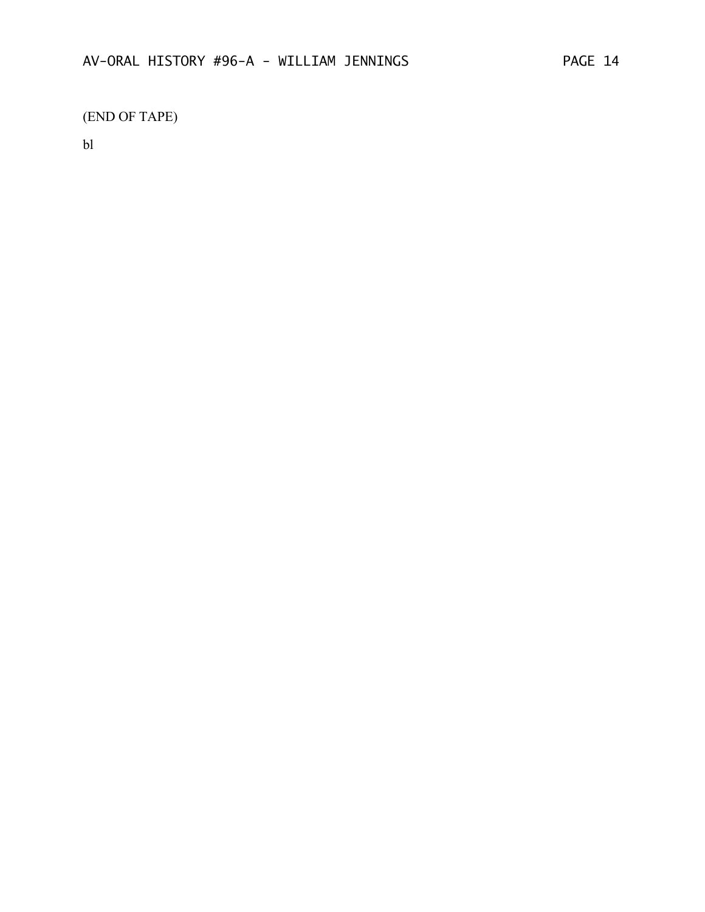(END OF TAPE)

bl